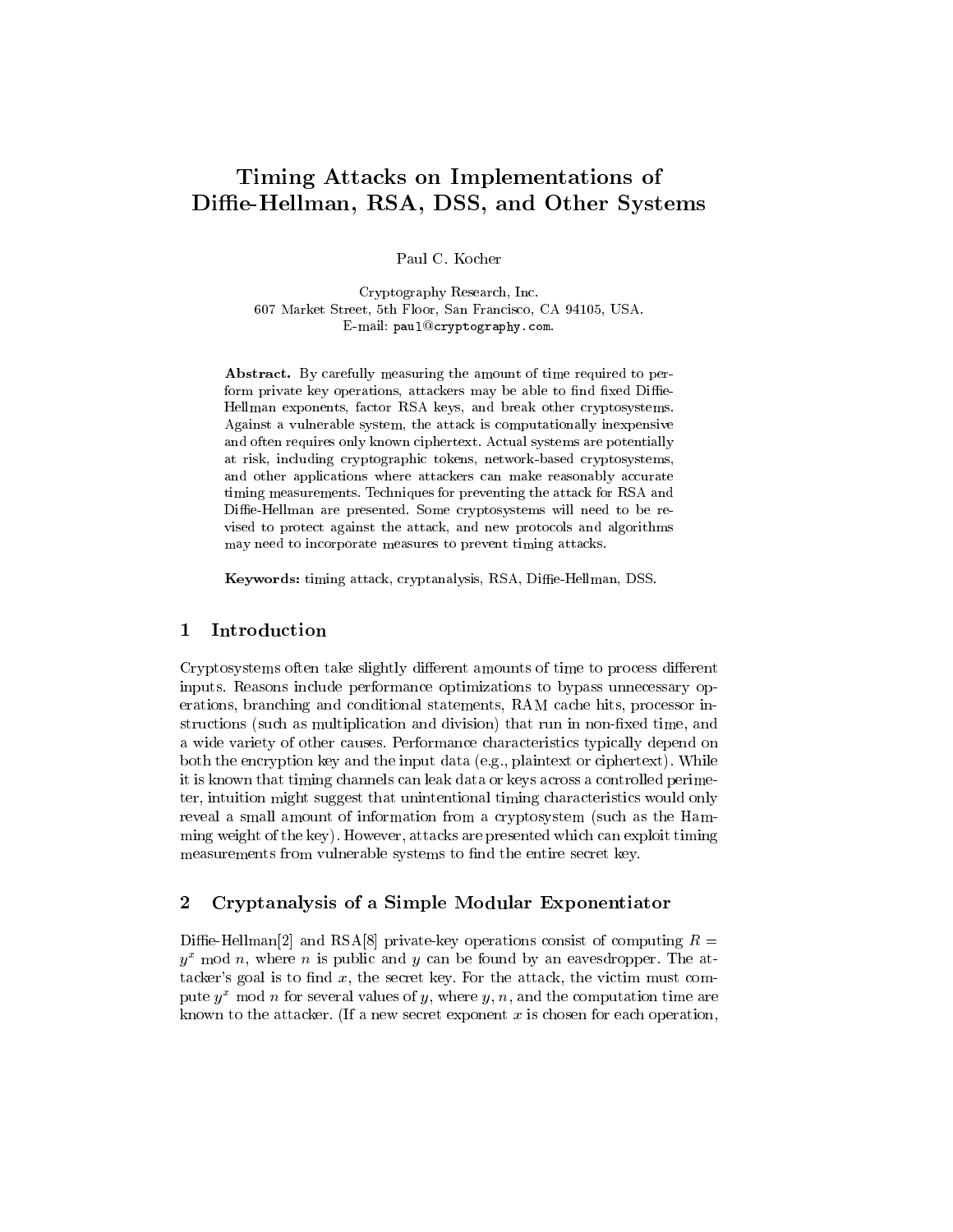# Timing Attacks on Implementations of Diffie-Hellman, RSA, DSS, and Other Systems

Paul C. Kocher

Cryptography Research, Inc.
607 Market Street, 5th Floor, San Francisco, CA 94105, USA.
E-mail: paul@cryptography.com.

**Abstract.** By carefully measuring the amount of time required to perform private key operations, attackers may be able to find fixed Diffie-Hellman exponents, factor RSA keys, and break other cryptosystems. Against a vulnerable system, the attack is computationally inexpensive and often requires only known ciphertext. Actual systems are potentially at risk, including cryptographic tokens, network-based cryptosystems, and other applications where attackers can make reasonably accurate timing measurements. Techniques for preventing the attack for RSA and Diffie-Hellman are presented. Some cryptosystems will need to be revised to protect against the attack, and new protocols and algorithms may need to incorporate measures to prevent timing attacks.

**Keywords:** timing attack, cryptanalysis, RSA, Diffie-Hellman, DSS.

## 1 Introduction

Cryptosystems often take slightly different amounts of time to process different inputs. Reasons include performance optimizations to bypass unnecessary operations, branching and conditional statements, RAM cache hits, processor instructions (such as multiplication and division) that run in non-fixed time, and a wide variety of other causes. Performance characteristics typically depend on both the encryption key and the input data (e.g., plaintext or ciphertext). While it is known that timing channels can leak data or keys across a controlled perimeter, intuition might suggest that unintentional timing characteristics would only reveal a small amount of information from a cryptosystem (such as the Hamming weight of the key). However, attacks are presented which can exploit timing measurements from vulnerable systems to find the entire secret key.

## 2 Cryptanalysis of a Simple Modular Exponentiator

Diffie-Hellman[2] and RSA[8] private-key operations consist of computing $R = y^x \bmod n$, where $n$ is public and $y$ can be found by an eavesdropper. The attacker's goal is to find $x$, the secret key. For the attack, the victim must compute $y^x \bmod n$ for several values of $y$, where $y$, $n$, and the computation time are known to the attacker. (If a new secret exponent $x$ is chosen for each operation,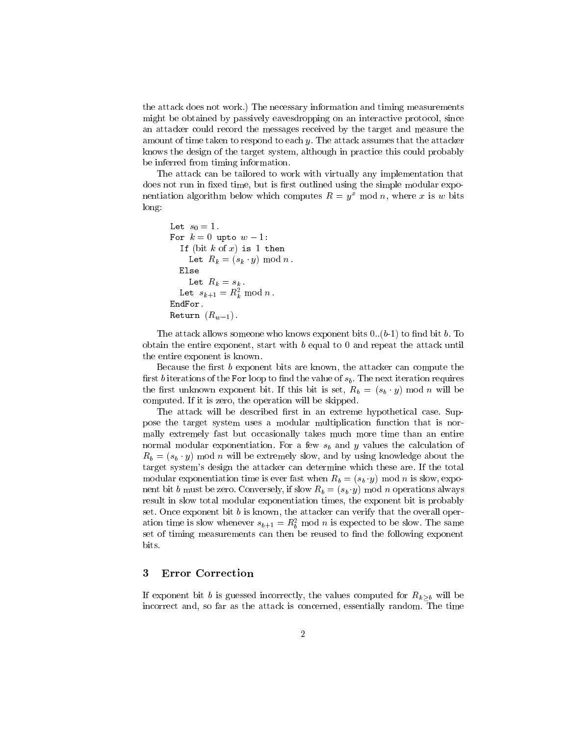the attack does not work.) The necessary information and timing measurements might be obtained by passively eavesdropping on an interactive protocol, since an attacker could record the messages received by the target and measure the amount of time taken to respond to each $y$. The attack assumes that the attacker knows the design of the target system, although in practice this could probably be inferred from timing information.

The attack can be tailored to work with virtually any implementation that does not run in fixed time, but is first outlined using the simple modular exponentiation algorithm below which computes $R = y^x \bmod n$, where $x$ is $w$ bits long:

```
Let s_0 = 1.
For k = 0 upto w − 1:
  If (bit k of x) is 1 then
    Let R_k = (s_k · y) mod n.
  Else
    Let R_k = s_k.
  Let s_{k+1} = R_k^2 mod n.
EndFor.
Return (R_{w−1}).
```

The attack allows someone who knows exponent bits 0..($b$-1) to find bit $b$. To obtain the entire exponent, start with $b$ equal to 0 and repeat the attack until the entire exponent is known.

Because the first $b$ exponent bits are known, the attacker can compute the first $b$ iterations of the `For` loop to find the value of $s_b$. The next iteration requires the first unknown exponent bit. If this bit is set, $R_b = (s_b \cdot y) \bmod n$ will be computed. If it is zero, the operation will be skipped.

The attack will be described first in an extreme hypothetical case. Suppose the target system uses a modular multiplication function that is normally extremely fast but occasionally takes much more time than an entire normal modular exponentiation. For a few $s_b$ and $y$ values the calculation of $R_b = (s_b \cdot y) \bmod n$ will be extremely slow, and by using knowledge about the target system's design the attacker can determine which these are. If the total modular exponentiation time is ever fast when $R_b = (s_b \cdot y) \bmod n$ is slow, exponent bit $b$ must be zero. Conversely, if slow $R_b = (s_b \cdot y) \bmod n$ operations always result in slow total modular exponentiation times, the exponent bit is probably set. Once exponent bit $b$ is known, the attacker can verify that the overall operation time is slow whenever $s_{b+1} = R_b^2 \bmod n$ is expected to be slow. The same set of timing measurements can then be reused to find the following exponent bits.

## 3 Error Correction

If exponent bit $b$ is guessed incorrectly, the values computed for $R_{k \geq b}$ will be incorrect and, so far as the attack is concerned, essentially random. The time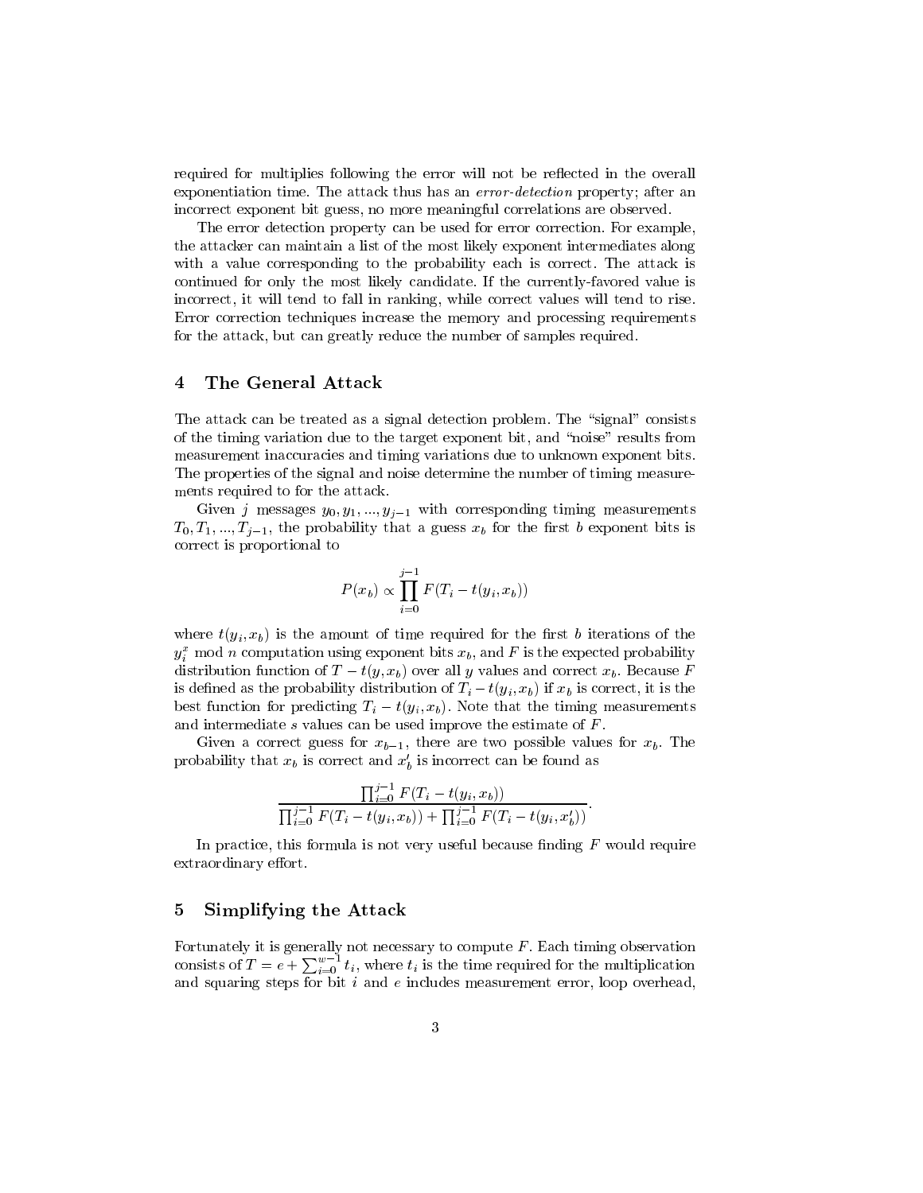required for multiplies following the error will not be reflected in the overall exponentiation time. The attack thus has an *error-detection* property; after an incorrect exponent bit guess, no more meaningful correlations are observed.

The error detection property can be used for error correction. For example, the attacker can maintain a list of the most likely exponent intermediates along with a value corresponding to the probability each is correct. The attack is continued for only the most likely candidate. If the currently-favored value is incorrect, it will tend to fall in ranking, while correct values will tend to rise. Error correction techniques increase the memory and processing requirements for the attack, but can greatly reduce the number of samples required.

## 4 The General Attack

The attack can be treated as a signal detection problem. The "signal" consists of the timing variation due to the target exponent bit, and "noise" results from measurement inaccuracies and timing variations due to unknown exponent bits. The properties of the signal and noise determine the number of timing measurements required to for the attack.

Given $j$ messages $y_0, y_1, ..., y_{j-1}$ with corresponding timing measurements $T_0, T_1, ..., T_{j-1}$, the probability that a guess $x_b$ for the first $b$ exponent bits is correct is proportional to

$$P(x_b) \propto \prod_{i=0}^{j-1} F(T_i - t(y_i, x_b))$$

where $t(y_i, x_b)$ is the amount of time required for the first $b$ iterations of the $y_i^x \bmod n$ computation using exponent bits $x_b$, and $F$ is the expected probability distribution function of $T - t(y, x_b)$ over all $y$ values and correct $x_b$. Because $F$ is defined as the probability distribution of $T_i - t(y_i, x_b)$ if $x_b$ is correct, it is the best function for predicting $T_i - t(y_i, x_b)$. Note that the timing measurements and intermediate $s$ values can be used improve the estimate of $F$.

Given a correct guess for $x_{b-1}$, there are two possible values for $x_b$. The probability that $x_b$ is correct and $x'_b$ is incorrect can be found as

$$\frac{\prod_{i=0}^{j-1} F(T_i - t(y_i, x_b))}{\prod_{i=0}^{j-1} F(T_i - t(y_i, x_b)) + \prod_{i=0}^{j-1} F(T_i - t(y_i, x'_b))}.$$

In practice, this formula is not very useful because finding $F$ would require extraordinary effort.

## 5 Simplifying the Attack

Fortunately it is generally not necessary to compute $F$. Each timing observation consists of $T = e + \sum_{i=0}^{w-1} t_i$, where $t_i$ is the time required for the multiplication and squaring steps for bit $i$ and $e$ includes measurement error, loop overhead,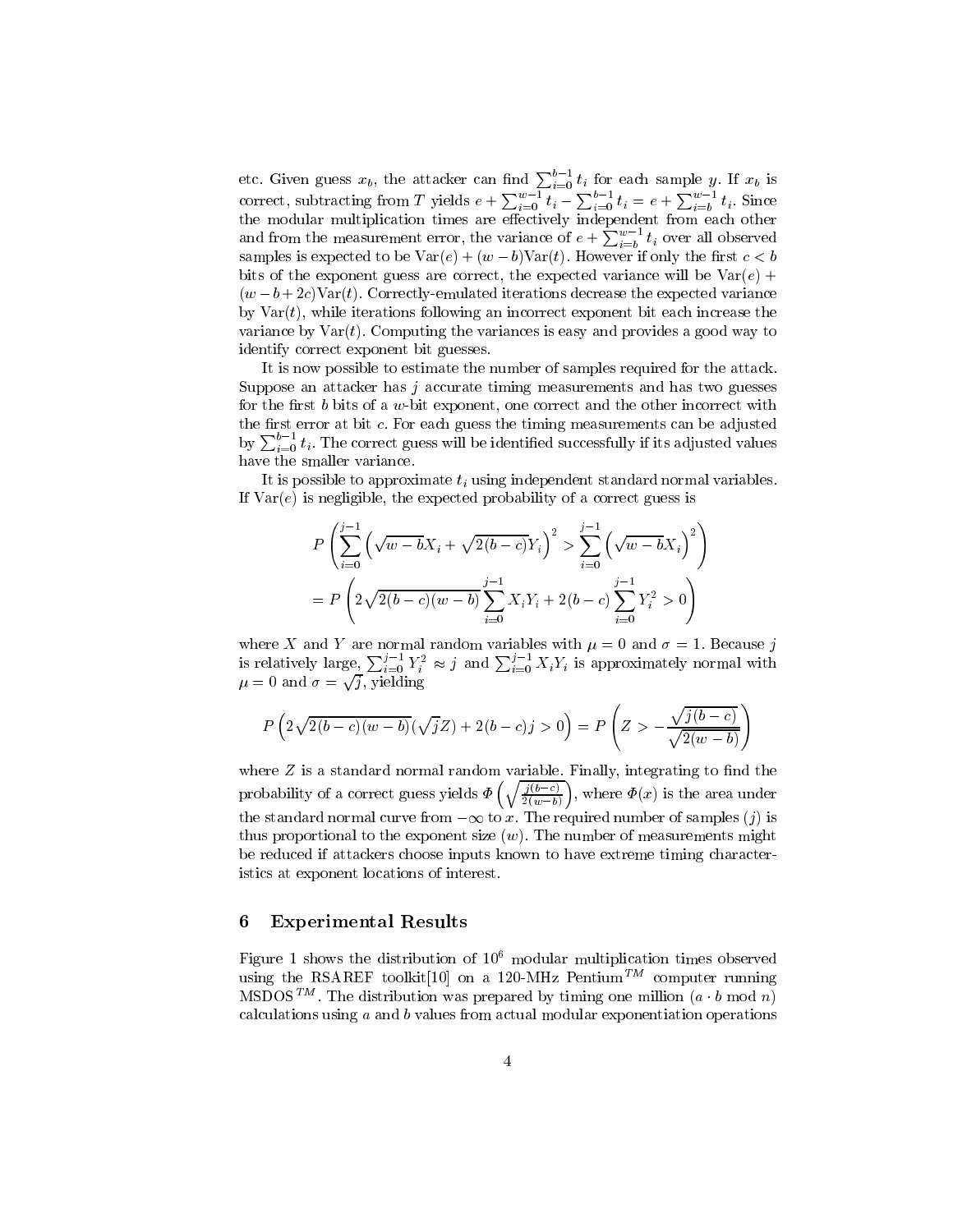etc. Given guess $x_b$, the attacker can find $\sum_{i=0}^{b-1} t_i$ for each sample $y$. If $x_b$ is correct, subtracting from $T$ yields $e + \sum_{i=0}^{w-1} t_i - \sum_{i=0}^{b-1} t_i = e + \sum_{i=b}^{w-1} t_i$. Since the modular multiplication times are effectively independent from each other and from the measurement error, the variance of $e + \sum_{i=b}^{w-1} t_i$ over all observed samples is expected to be $\text{Var}(e) + (w-b)\text{Var}(t)$. However if only the first $c < b$ bits of the exponent guess are correct, the expected variance will be $\text{Var}(e) + (w - b + 2c)\text{Var}(t)$. Correctly-emulated iterations decrease the expected variance by $\text{Var}(t)$, while iterations following an incorrect exponent bit each increase the variance by $\text{Var}(t)$. Computing the variances is easy and provides a good way to identify correct exponent bit guesses.

It is now possible to estimate the number of samples required for the attack. Suppose an attacker has $j$ accurate timing measurements and has two guesses for the first $b$ bits of a $w$-bit exponent, one correct and the other incorrect with the first error at bit $c$. For each guess the timing measurements can be adjusted by $\sum_{i=0}^{b-1} t_i$. The correct guess will be identified successfully if its adjusted values have the smaller variance.

It is possible to approximate $t_i$ using independent standard normal variables. If $\text{Var}(e)$ is negligible, the expected probability of a correct guess is

$$P\left(\sum_{i=0}^{j-1}\left(\sqrt{w-b}X_i + \sqrt{2(b-c)}Y_i\right)^2 > \sum_{i=0}^{j-1}\left(\sqrt{w-b}X_i\right)^2\right)$$
$$= P\left(2\sqrt{2(b-c)(w-b)}\sum_{i=0}^{j-1} X_i Y_i + 2(b-c)\sum_{i=0}^{j-1} Y_i^2 > 0\right)$$

where $X$ and $Y$ are normal random variables with $\mu = 0$ and $\sigma = 1$. Because $j$ is relatively large, $\sum_{i=0}^{j-1} Y_i^2 \approx j$ and $\sum_{i=0}^{j-1} X_i Y_i$ is approximately normal with $\mu = 0$ and $\sigma = \sqrt{j}$, yielding

$$P\left(2\sqrt{2(b-c)(w-b)}(\sqrt{j}Z) + 2(b-c)j > 0\right) = P\left(Z > -\frac{\sqrt{j(b-c)}}{\sqrt{2(w-b)}}\right)$$

where $Z$ is a standard normal random variable. Finally, integrating to find the probability of a correct guess yields $\Phi\left(\sqrt{\frac{j(b-c)}{2(w-b)}}\right)$, where $\Phi(x)$ is the area under the standard normal curve from $-\infty$ to $x$. The required number of samples ($j$) is thus proportional to the exponent size ($w$). The number of measurements might be reduced if attackers choose inputs known to have extreme timing characteristics at exponent locations of interest.

## 6 Experimental Results

Figure 1 shows the distribution of $10^6$ modular multiplication times observed using the RSAREF toolkit[10] on a 120-MHz Pentium$^{TM}$ computer running MSDOS$^{TM}$. The distribution was prepared by timing one million $(a \cdot b \bmod n)$ calculations using $a$ and $b$ values from actual modular exponentiation operations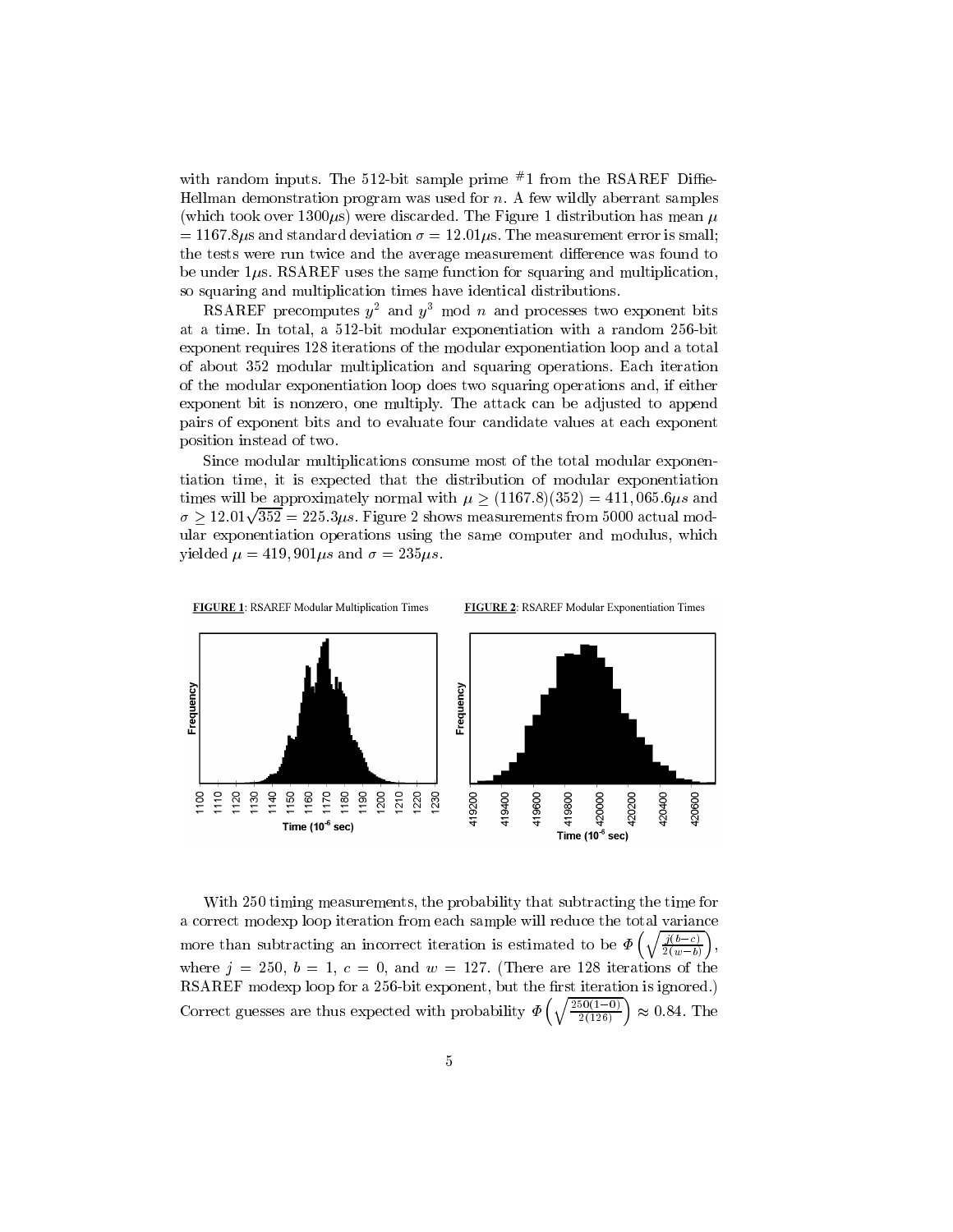with random inputs. The 512-bit sample prime #1 from the RSAREF Diffie-Hellman demonstration program was used for $n$. A few wildly aberrant samples (which took over $1300\mu$s) were discarded. The Figure 1 distribution has mean $\mu = 1167.8\mu$s and standard deviation $\sigma = 12.01\mu$s. The measurement error is small; the tests were run twice and the average measurement difference was found to be under $1\mu$s. RSAREF uses the same function for squaring and multiplication, so squaring and multiplication times have identical distributions.

RSAREF precomputes $y^2$ and $y^3$ mod $n$ and processes two exponent bits at a time. In total, a 512-bit modular exponentiation with a random 256-bit exponent requires 128 iterations of the modular exponentiation loop and a total of about 352 modular multiplication and squaring operations. Each iteration of the modular exponentiation loop does two squaring operations and, if either exponent bit is nonzero, one multiply. The attack can be adjusted to append pairs of exponent bits and to evaluate four candidate values at each exponent position instead of two.

Since modular multiplications consume most of the total modular exponentiation time, it is expected that the distribution of modular exponentiation times will be approximately normal with $\mu \geq (1167.8)(352) = 411,065.6\mu s$ and $\sigma \geq 12.01\sqrt{352} = 225.3\mu s$. Figure 2 shows measurements from 5000 actual modular exponentiation operations using the same computer and modulus, which yielded $\mu = 419,901\mu s$ and $\sigma = 235\mu s$.

**FIGURE 1**: RSAREF Modular Multiplication Times

**FIGURE 2**: RSAREF Modular Exponentiation Times

With 250 timing measurements, the probability that subtracting the time for a correct modexp loop iteration from each sample will reduce the total variance more than subtracting an incorrect iteration is estimated to be $\Phi\left(\sqrt{\frac{j(b-c)}{2(w-b)}}\right)$, where $j = 250$, $b = 1$, $c = 0$, and $w = 127$. (There are 128 iterations of the RSAREF modexp loop for a 256-bit exponent, but the first iteration is ignored.) Correct guesses are thus expected with probability $\Phi\left(\sqrt{\frac{250(1-0)}{2(126)}}\right) \approx 0.84$. The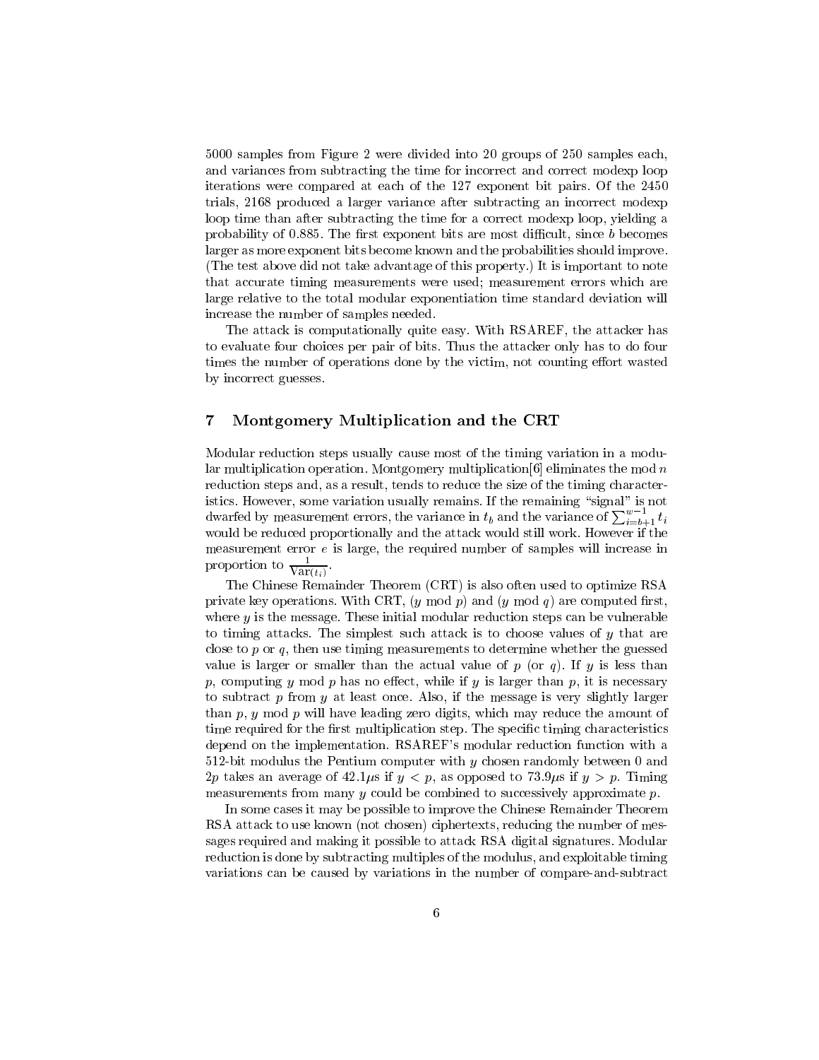5000 samples from Figure 2 were divided into 20 groups of 250 samples each, and variances from subtracting the time for incorrect and correct modexp loop iterations were compared at each of the 127 exponent bit pairs. Of the 2450 trials, 2168 produced a larger variance after subtracting an incorrect modexp loop time than after subtracting the time for a correct modexp loop, yielding a probability of 0.885. The first exponent bits are most difficult, since $b$ becomes larger as more exponent bits become known and the probabilities should improve. (The test above did not take advantage of this property.) It is important to note that accurate timing measurements were used; measurement errors which are large relative to the total modular exponentiation time standard deviation will increase the number of samples needed.

The attack is computationally quite easy. With RSAREF, the attacker has to evaluate four choices per pair of bits. Thus the attacker only has to do four times the number of operations done by the victim, not counting effort wasted by incorrect guesses.

## 7 Montgomery Multiplication and the CRT

Modular reduction steps usually cause most of the timing variation in a modular multiplication operation. Montgomery multiplication[6] eliminates the mod $n$ reduction steps and, as a result, tends to reduce the size of the timing characteristics. However, some variation usually remains. If the remaining "signal" is not dwarfed by measurement errors, the variance in $t_b$ and the variance of $\sum_{i=b+1}^{w-1} t_i$ would be reduced proportionally and the attack would still work. However if the measurement error $e$ is large, the required number of samples will increase in proportion to $\frac{1}{\mathrm{Var}(t_i)}$.

The Chinese Remainder Theorem (CRT) is also often used to optimize RSA private key operations. With CRT, ($y$ mod $p$) and ($y$ mod $q$) are computed first, where $y$ is the message. These initial modular reduction steps can be vulnerable to timing attacks. The simplest such attack is to choose values of $y$ that are close to $p$ or $q$, then use timing measurements to determine whether the guessed value is larger or smaller than the actual value of $p$ (or $q$). If $y$ is less than $p$, computing $y$ mod $p$ has no effect, while if $y$ is larger than $p$, it is necessary to subtract $p$ from $y$ at least once. Also, if the message is very slightly larger than $p$, $y$ mod $p$ will have leading zero digits, which may reduce the amount of time required for the first multiplication step. The specific timing characteristics depend on the implementation. RSAREF's modular reduction function with a 512-bit modulus the Pentium computer with $y$ chosen randomly between 0 and $2p$ takes an average of 42.1$\mu$s if $y < p$, as opposed to 73.9$\mu$s if $y > p$. Timing measurements from many $y$ could be combined to successively approximate $p$.

In some cases it may be possible to improve the Chinese Remainder Theorem RSA attack to use known (not chosen) ciphertexts, reducing the number of messages required and making it possible to attack RSA digital signatures. Modular reduction is done by subtracting multiples of the modulus, and exploitable timing variations can be caused by variations in the number of compare-and-subtract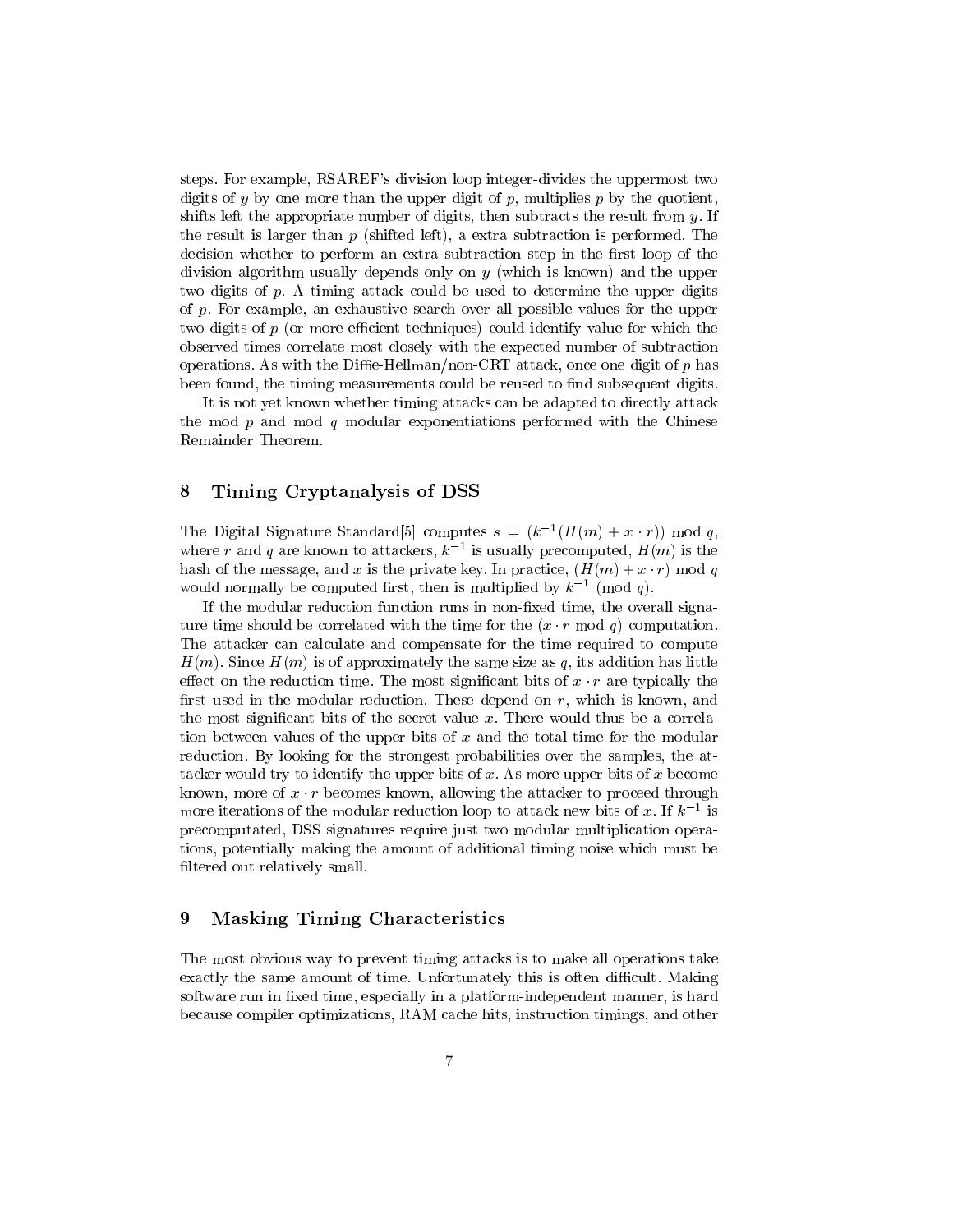steps. For example, RSAREF's division loop integer-divides the uppermost two digits of $y$ by one more than the upper digit of $p$, multiplies $p$ by the quotient, shifts left the appropriate number of digits, then subtracts the result from $y$. If the result is larger than $p$ (shifted left), a extra subtraction is performed. The decision whether to perform an extra subtraction step in the first loop of the division algorithm usually depends only on $y$ (which is known) and the upper two digits of $p$. A timing attack could be used to determine the upper digits of $p$. For example, an exhaustive search over all possible values for the upper two digits of $p$ (or more efficient techniques) could identify value for which the observed times correlate most closely with the expected number of subtraction operations. As with the Diffie-Hellman/non-CRT attack, once one digit of $p$ has been found, the timing measurements could be reused to find subsequent digits.

It is not yet known whether timing attacks can be adapted to directly attack the mod $p$ and mod $q$ modular exponentiations performed with the Chinese Remainder Theorem.

## 8 Timing Cryptanalysis of DSS

The Digital Signature Standard[5] computes $s = (k^{-1}(H(m) + x \cdot r)) \bmod q$, where $r$ and $q$ are known to attackers, $k^{-1}$ is usually precomputed, $H(m)$ is the hash of the message, and $x$ is the private key. In practice, $(H(m) + x \cdot r) \bmod q$ would normally be computed first, then is multiplied by $k^{-1} \pmod{q}$.

If the modular reduction function runs in non-fixed time, the overall signature time should be correlated with the time for the $(x \cdot r \bmod q)$ computation. The attacker can calculate and compensate for the time required to compute $H(m)$. Since $H(m)$ is of approximately the same size as $q$, its addition has little effect on the reduction time. The most significant bits of $x \cdot r$ are typically the first used in the modular reduction. These depend on $r$, which is known, and the most significant bits of the secret value $x$. There would thus be a correlation between values of the upper bits of $x$ and the total time for the modular reduction. By looking for the strongest probabilities over the samples, the attacker would try to identify the upper bits of $x$. As more upper bits of $x$ become known, more of $x \cdot r$ becomes known, allowing the attacker to proceed through more iterations of the modular reduction loop to attack new bits of $x$. If $k^{-1}$ is precomputated, DSS signatures require just two modular multiplication operations, potentially making the amount of additional timing noise which must be filtered out relatively small.

## 9 Masking Timing Characteristics

The most obvious way to prevent timing attacks is to make all operations take exactly the same amount of time. Unfortunately this is often difficult. Making software run in fixed time, especially in a platform-independent manner, is hard because compiler optimizations, RAM cache hits, instruction timings, and other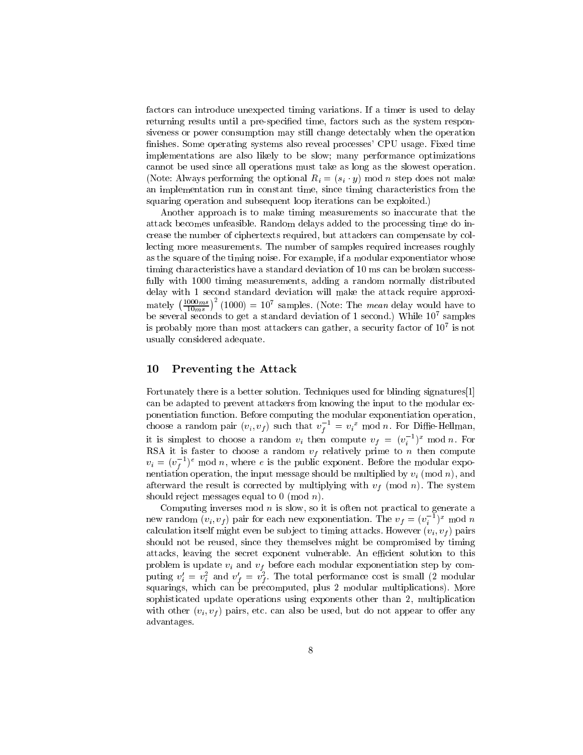factors can introduce unexpected timing variations. If a timer is used to delay returning results until a pre-specified time, factors such as the system responsiveness or power consumption may still change detectably when the operation finishes. Some operating systems also reveal processes' CPU usage. Fixed time implementations are also likely to be slow; many performance optimizations cannot be used since all operations must take as long as the slowest operation. (Note: Always performing the optional $R_i = (s_i \cdot y) \bmod n$ step does not make an implementation run in constant time, since timing characteristics from the squaring operation and subsequent loop iterations can be exploited.)

Another approach is to make timing measurements so inaccurate that the attack becomes unfeasible. Random delays added to the processing time do increase the number of ciphertexts required, but attackers can compensate by collecting more measurements. The number of samples required increases roughly as the square of the timing noise. For example, if a modular exponentiator whose timing characteristics have a standard deviation of 10 ms can be broken successfully with 1000 timing measurements, adding a random normally distributed delay with 1 second standard deviation will make the attack require approximately $\left(\frac{1000ms}{10ms}\right)^2(1000) = 10^7$ samples. (Note: The *mean* delay would have to be several seconds to get a standard deviation of 1 second.) While $10^7$ samples is probably more than most attackers can gather, a security factor of $10^7$ is not usually considered adequate.

## 10 Preventing the Attack

Fortunately there is a better solution. Techniques used for blinding signatures[1] can be adapted to prevent attackers from knowing the input to the modular exponentiation function. Before computing the modular exponentiation operation, choose a random pair $(v_i, v_f)$ such that $v_f^{-1} = v_i^{\,x} \bmod n$. For Diffie-Hellman, it is simplest to choose a random $v_i$ then compute $v_f = (v_i^{-1})^x \bmod n$. For RSA it is faster to choose a random $v_f$ relatively prime to $n$ then compute $v_i = (v_f^{-1})^e \bmod n$, where $e$ is the public exponent. Before the modular exponentiation operation, the input message should be multiplied by $v_i \pmod n$, and afterward the result is corrected by multiplying with $v_f \pmod n$. The system should reject messages equal to $0 \pmod n$.

Computing inverses mod $n$ is slow, so it is often not practical to generate a new random $(v_i, v_f)$ pair for each new exponentiation. The $v_f = (v_i^{-1})^x \bmod n$ calculation itself might even be subject to timing attacks. However $(v_i, v_f)$ pairs should not be reused, since they themselves might be compromised by timing attacks, leaving the secret exponent vulnerable. An efficient solution to this problem is update $v_i$ and $v_f$ before each modular exponentiation step by computing $v_i' = v_i^2$ and $v_f' = v_f^2$. The total performance cost is small (2 modular squarings, which can be precomputed, plus 2 modular multiplications). More sophisticated update operations using exponents other than 2, multiplication with other $(v_i, v_f)$ pairs, etc. can also be used, but do not appear to offer any advantages.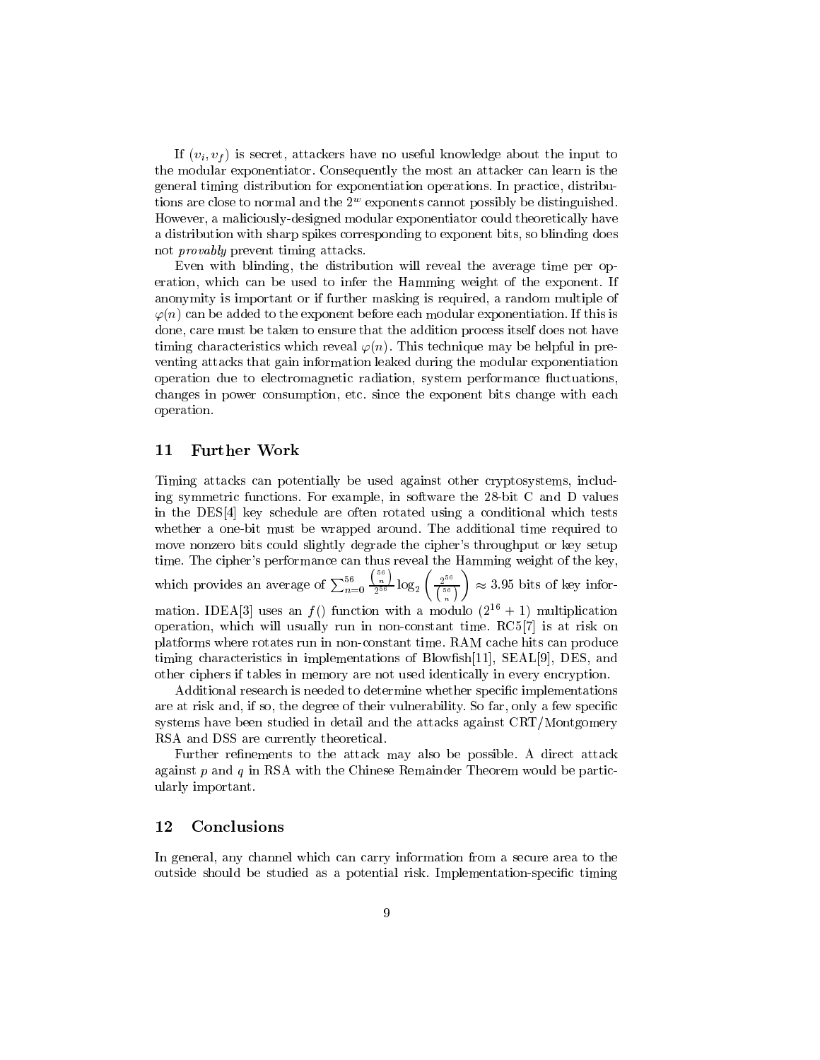If $(v_i, v_f)$ is secret, attackers have no useful knowledge about the input to the modular exponentiator. Consequently the most an attacker can learn is the general timing distribution for exponentiation operations. In practice, distributions are close to normal and the $2^w$ exponents cannot possibly be distinguished. However, a maliciously-designed modular exponentiator could theoretically have a distribution with sharp spikes corresponding to exponent bits, so blinding does not *provably* prevent timing attacks.

Even with blinding, the distribution will reveal the average time per operation, which can be used to infer the Hamming weight of the exponent. If anonymity is important or if further masking is required, a random multiple of $\varphi(n)$ can be added to the exponent before each modular exponentiation. If this is done, care must be taken to ensure that the addition process itself does not have timing characteristics which reveal $\varphi(n)$. This technique may be helpful in preventing attacks that gain information leaked during the modular exponentiation operation due to electromagnetic radiation, system performance fluctuations, changes in power consumption, etc. since the exponent bits change with each operation.

## 11 Further Work

Timing attacks can potentially be used against other cryptosystems, including symmetric functions. For example, in software the 28-bit C and D values in the DES[4] key schedule are often rotated using a conditional which tests whether a one-bit must be wrapped around. The additional time required to move nonzero bits could slightly degrade the cipher's throughput or key setup time. The cipher's performance can thus reveal the Hamming weight of the key, which provides an average of $\sum_{n=0}^{56} \frac{\binom{56}{n}}{2^{56}} \log_2 \left( \frac{2^{56}}{\binom{56}{n}} \right) \approx 3.95$ bits of key information. IDEA[3] uses an $f()$ function with a modulo $(2^{16}+1)$ multiplication operation, which will usually run in non-constant time. RC5[7] is at risk on platforms where rotates run in non-constant time. RAM cache hits can produce timing characteristics in implementations of Blowfish[11], SEAL[9], DES, and other ciphers if tables in memory are not used identically in every encryption.

Additional research is needed to determine whether specific implementations are at risk and, if so, the degree of their vulnerability. So far, only a few specific systems have been studied in detail and the attacks against CRT/Montgomery RSA and DSS are currently theoretical.

Further refinements to the attack may also be possible. A direct attack against $p$ and $q$ in RSA with the Chinese Remainder Theorem would be particularly important.

## 12 Conclusions

In general, any channel which can carry information from a secure area to the outside should be studied as a potential risk. Implementation-specific timing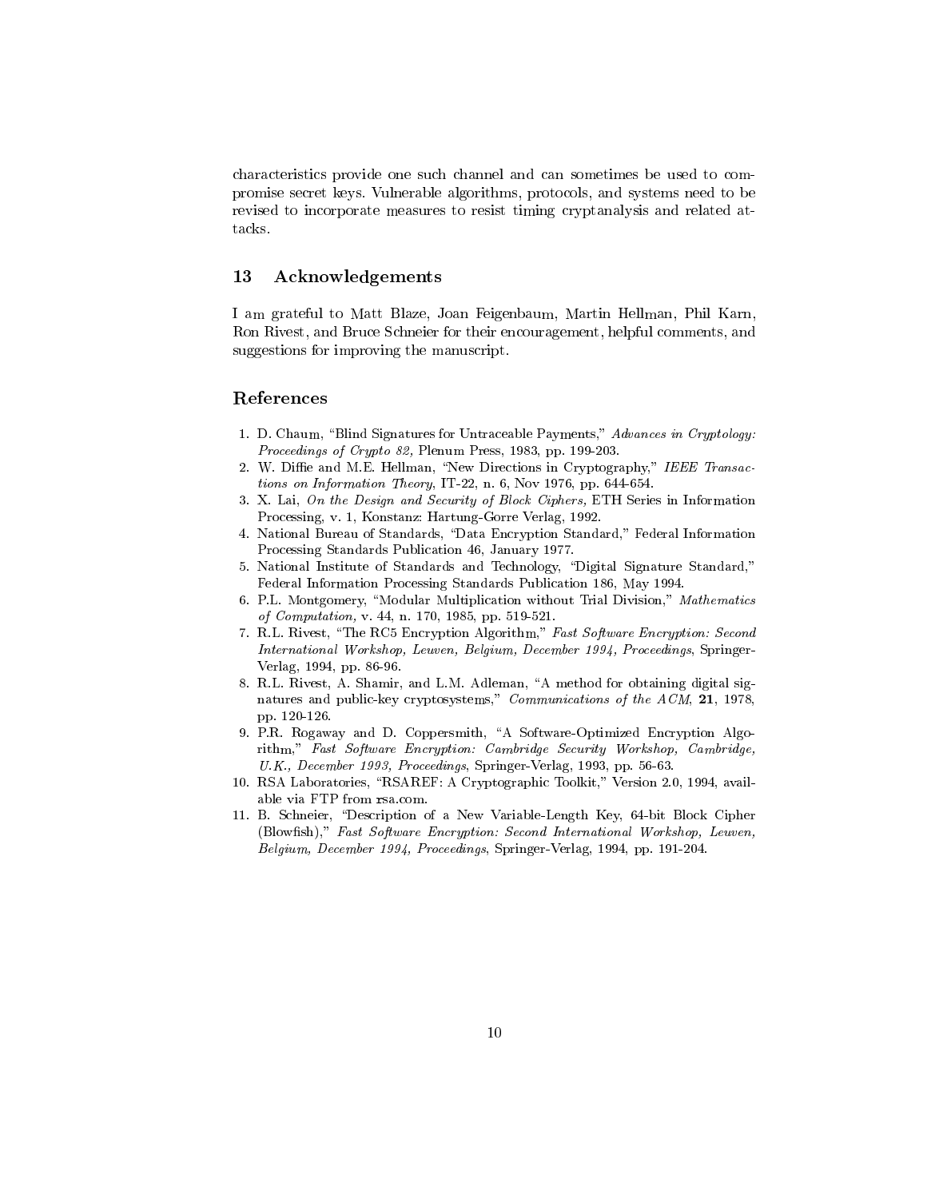characteristics provide one such channel and can sometimes be used to compromise secret keys. Vulnerable algorithms, protocols, and systems need to be revised to incorporate measures to resist timing cryptanalysis and related attacks.

## 13 Acknowledgements

I am grateful to Matt Blaze, Joan Feigenbaum, Martin Hellman, Phil Karn, Ron Rivest, and Bruce Schneier for their encouragement, helpful comments, and suggestions for improving the manuscript.

## References

1. D. Chaum, "Blind Signatures for Untraceable Payments," *Advances in Cryptology: Proceedings of Crypto 82,* Plenum Press, 1983, pp. 199-203.
2. W. Diffie and M.E. Hellman, "New Directions in Cryptography," *IEEE Transactions on Information Theory*, IT-22, n. 6, Nov 1976, pp. 644-654.
3. X. Lai, *On the Design and Security of Block Ciphers,* ETH Series in Information Processing, v. 1, Konstanz: Hartung-Gorre Verlag, 1992.
4. National Bureau of Standards, "Data Encryption Standard," Federal Information Processing Standards Publication 46, January 1977.
5. National Institute of Standards and Technology, "Digital Signature Standard," Federal Information Processing Standards Publication 186, May 1994.
6. P.L. Montgomery, "Modular Multiplication without Trial Division," *Mathematics of Computation,* v. 44, n. 170, 1985, pp. 519-521.
7. R.L. Rivest, "The RC5 Encryption Algorithm," *Fast Software Encryption: Second International Workshop, Leuven, Belgium, December 1994, Proceedings*, Springer-Verlag, 1994, pp. 86-96.
8. R.L. Rivest, A. Shamir, and L.M. Adleman, "A method for obtaining digital signatures and public-key cryptosystems," *Communications of the ACM*, **21**, 1978, pp. 120-126.
9. P.R. Rogaway and D. Coppersmith, "A Software-Optimized Encryption Algorithm," *Fast Software Encryption: Cambridge Security Workshop, Cambridge, U.K., December 1993, Proceedings*, Springer-Verlag, 1993, pp. 56-63.
10. RSA Laboratories, "RSAREF: A Cryptographic Toolkit," Version 2.0, 1994, available via FTP from rsa.com.
11. B. Schneier, "Description of a New Variable-Length Key, 64-bit Block Cipher (Blowfish)," *Fast Software Encryption: Second International Workshop, Leuven, Belgium, December 1994, Proceedings*, Springer-Verlag, 1994, pp. 191-204.